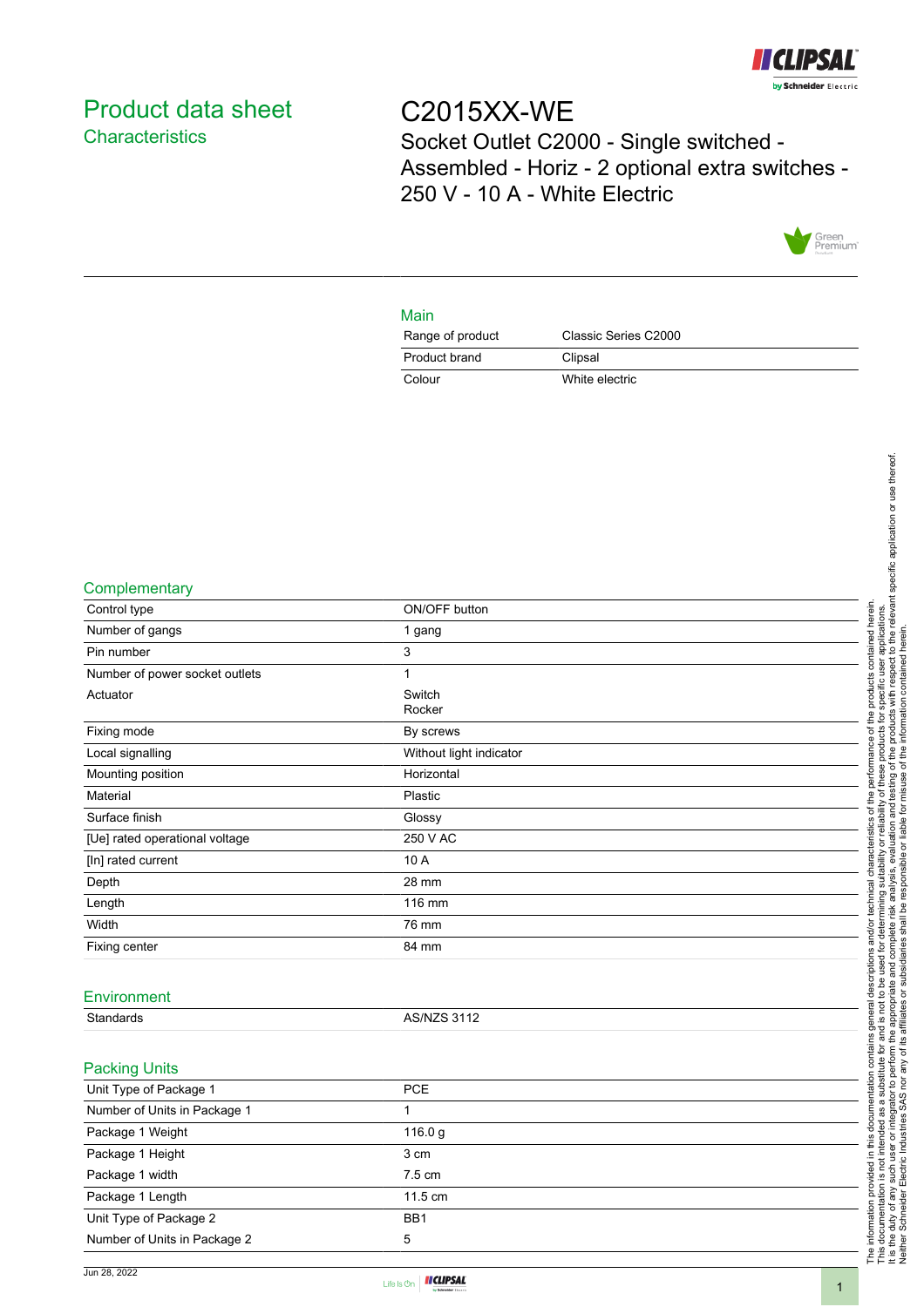# Product data sheet
## Characteristics

# C2015XX-WE

Socket Outlet C2000 - Single switched - Assembled - Horiz - 2 optional extra switches - 250 V - 10 A - White Electric

## Main

| | |
|---|---|
| Range of product | Classic Series C2000 |
| Product brand | Clipsal |
| Colour | White electric |

## Complementary

| | |
|---|---|
| Control type | ON/OFF button |
| Number of gangs | 1 gang |
| Pin number | 3 |
| Number of power socket outlets | 1 |
| Actuator | Switch<br>Rocker |
| Fixing mode | By screws |
| Local signalling | Without light indicator |
| Mounting position | Horizontal |
| Material | Plastic |
| Surface finish | Glossy |
| [Ue] rated operational voltage | 250 V AC |
| [In] rated current | 10 A |
| Depth | 28 mm |
| Length | 116 mm |
| Width | 76 mm |
| Fixing center | 84 mm |

## Environment

| | |
|---|---|
| Standards | AS/NZS 3112 |

## Packing Units

| | |
|---|---|
| Unit Type of Package 1 | PCE |
| Number of Units in Package 1 | 1 |
| Package 1 Weight | 116.0 g |
| Package 1 Height | 3 cm |
| Package 1 width | 7.5 cm |
| Package 1 Length | 11.5 cm |
| Unit Type of Package 2 | BB1 |
| Number of Units in Package 2 | 5 |

The information provided in this documentation contains general descriptions and/or technical characteristics of the performance of the products contained herein. This documentation is not intended as a substitute for and is not to be used for determining suitability or reliability of these products for specific user applications. It is the duty of any such user or integrator to perform the appropriate and complete risk analysis, evaluation and testing of the products with respect to the relevant specific application or use thereof. Neither Schneider Electric Industries SAS nor any of its affiliates or subsidiaries shall be responsible or liable for misuse of the information contained herein.

Jun 28, 2022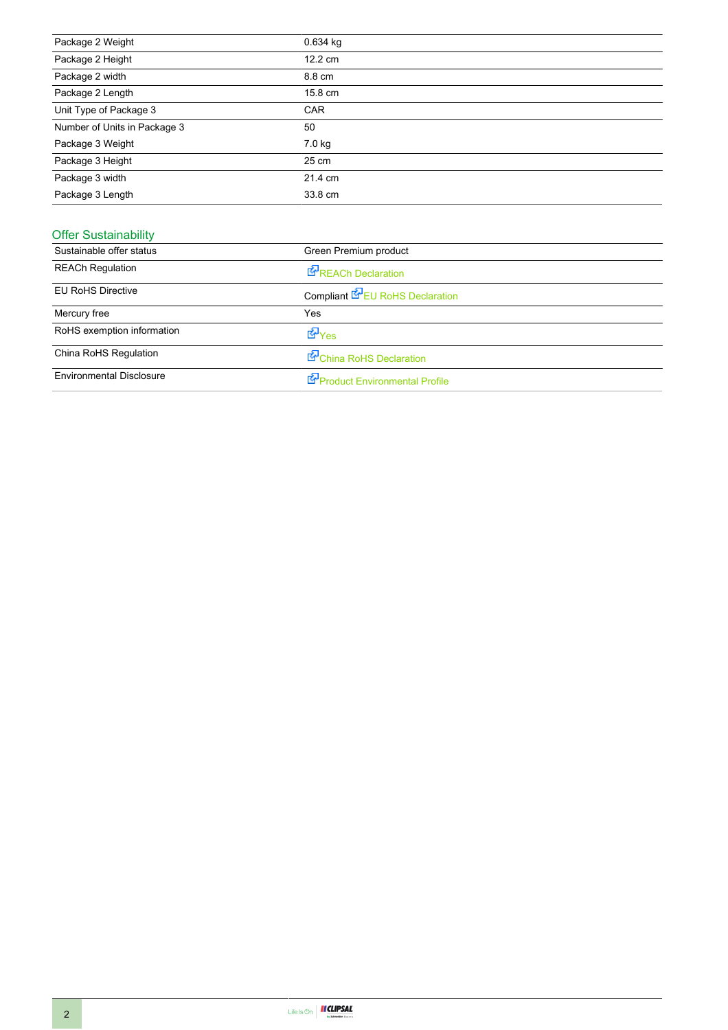| | |
|---|---|
| Package 2 Weight | 0.634 kg |
| Package 2 Height | 12.2 cm |
| Package 2 width | 8.8 cm |
| Package 2 Length | 15.8 cm |
| Unit Type of Package 3 | CAR |
| Number of Units in Package 3 | 50 |
| Package 3 Weight | 7.0 kg |
| Package 3 Height | 25 cm |
| Package 3 width | 21.4 cm |
| Package 3 Length | 33.8 cm |

## Offer Sustainability

| | |
|---|---|
| Sustainable offer status | Green Premium product |
| REACh Regulation | REACh Declaration |
| EU RoHS Directive | Compliant EU RoHS Declaration |
| Mercury free | Yes |
| RoHS exemption information | Yes |
| China RoHS Regulation | China RoHS Declaration |
| Environmental Disclosure | Product Environmental Profile |